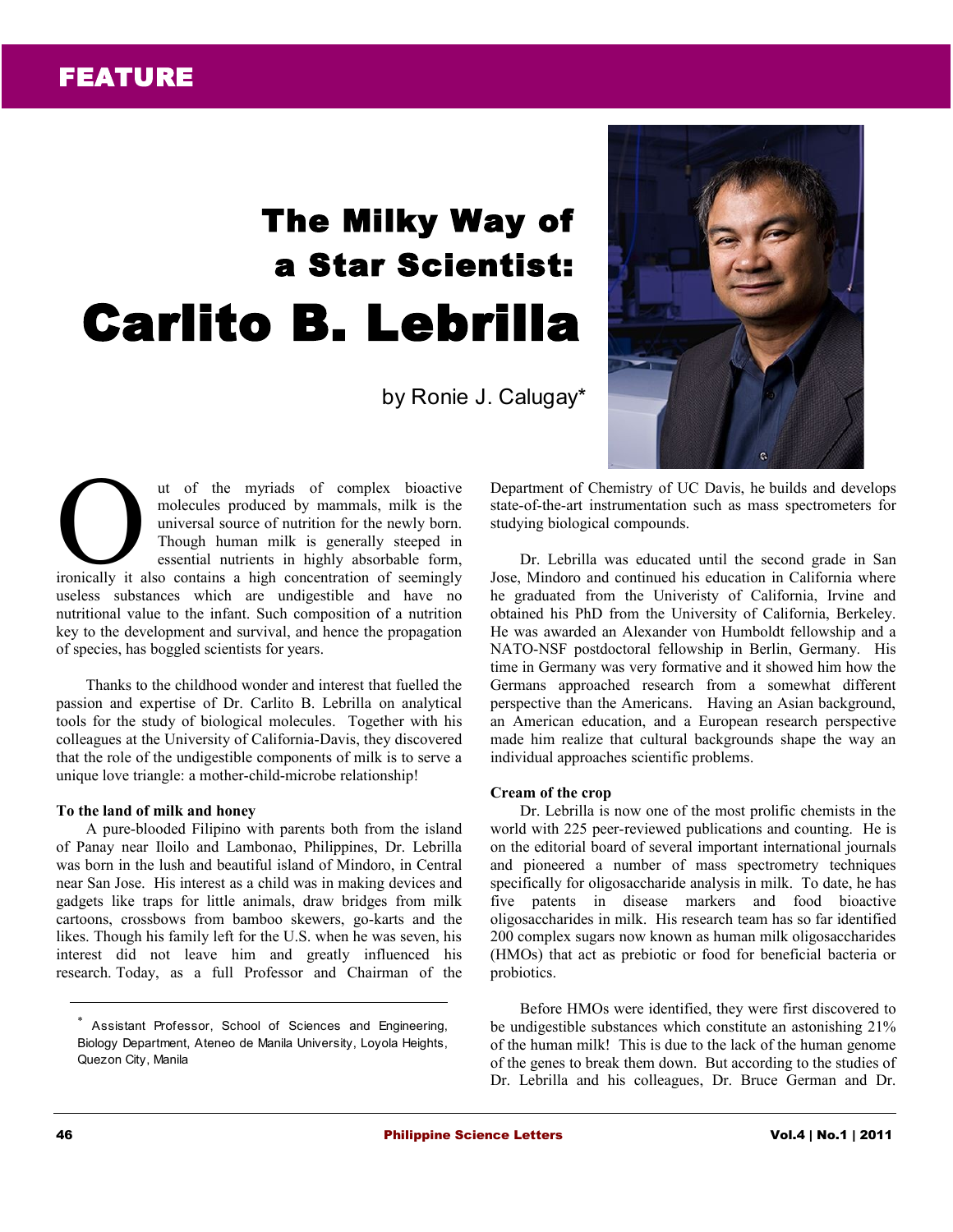FEATURE

# The Milky Way of a Star Scientist: Carlito B. Lebrilla

by Ronie J. Calugay*

Out of the myriads of complex bioactive molecules produced by mammals, milk is the universal source of nutrition for the newly born. Though human milk is generally steeped in essential nutrients in highly absorbable form, ironically it also contains a high concentration of seemingly useless substances which are undigestible and have no nutritional value to the infant. Such composition of a nutrition key to the development and survival, and hence the propagation of species, has boggled scientists for years.

Thanks to the childhood wonder and interest that fuelled the passion and expertise of Dr. Carlito B. Lebrilla on analytical tools for the study of biological molecules. Together with his colleagues at the University of California-Davis, they discovered that the role of the undigestible components of milk is to serve a unique love triangle: a mother-child-microbe relationship!

### To the land of milk and honey

A pure-blooded Filipino with parents both from the island of Panay near Iloilo and Lambonao, Philippines, Dr. Lebrilla was born in the lush and beautiful island of Mindoro, in Central near San Jose. His interest as a child was in making devices and gadgets like traps for little animals, draw bridges from milk cartoons, crossbows from bamboo skewers, go-karts and the likes. Though his family left for the U.S. when he was seven, his interest did not leave him and greatly influenced his research. Today, as a full Professor and Chairman of the Department of Chemistry of UC Davis, he builds and develops state-of-the-art instrumentation such as mass spectrometers for studying biological compounds.

Dr. Lebrilla was educated until the second grade in San Jose, Mindoro and continued his education in California where he graduated from the Univeristy of California, Irvine and obtained his PhD from the University of California, Berkeley. He was awarded an Alexander von Humboldt fellowship and a NATO-NSF postdoctoral fellowship in Berlin, Germany. His time in Germany was very formative and it showed him how the Germans approached research from a somewhat different perspective than the Americans. Having an Asian background, an American education, and a European research perspective made him realize that cultural backgrounds shape the way an individual approaches scientific problems.

### Cream of the crop

Dr. Lebrilla is now one of the most prolific chemists in the world with 225 peer-reviewed publications and counting. He is on the editorial board of several important international journals and pioneered a number of mass spectrometry techniques specifically for oligosaccharide analysis in milk. To date, he has five patents in disease markers and food bioactive oligosaccharides in milk. His research team has so far identified 200 complex sugars now known as human milk oligosaccharides (HMOs) that act as prebiotic or food for beneficial bacteria or probiotics.

Before HMOs were identified, they were first discovered to be undigestible substances which constitute an astonishing 21% of the human milk! This is due to the lack of the human genome of the genes to break them down. But according to the studies of Dr. Lebrilla and his colleagues, Dr. Bruce German and Dr.

---

* Assistant Professor, School of Sciences and Engineering, Biology Department, Ateneo de Manila University, Loyola Heights, Quezon City, Manila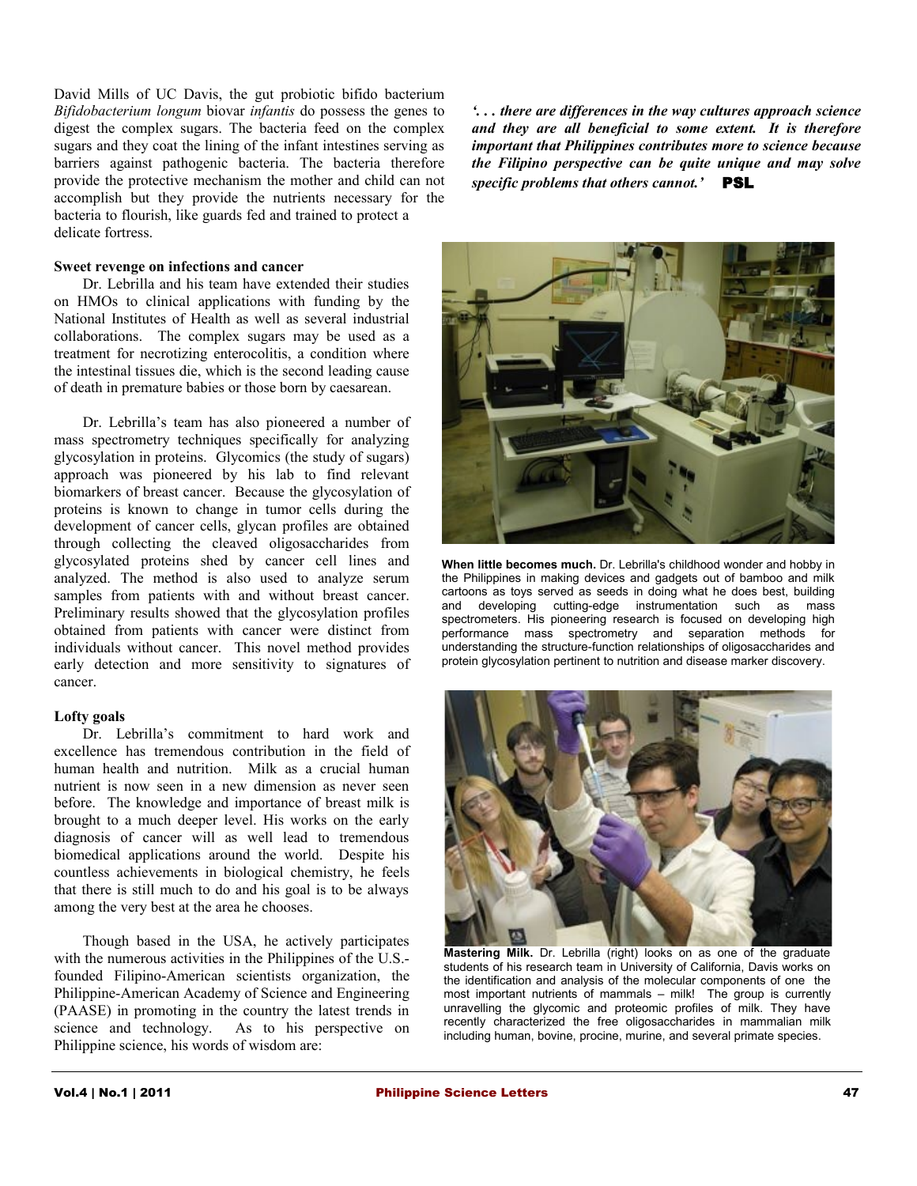David Mills of UC Davis, the gut probiotic bifido bacterium *Bifidobacterium longum* biovar *infantis* do possess the genes to digest the complex sugars. The bacteria feed on the complex sugars and they coat the lining of the infant intestines serving as barriers against pathogenic bacteria. The bacteria therefore provide the protective mechanism the mother and child can not accomplish but they provide the nutrients necessary for the bacteria to flourish, like guards fed and trained to protect a delicate fortress.

**Sweet revenge on infections and cancer**

Dr. Lebrilla and his team have extended their studies on HMOs to clinical applications with funding by the National Institutes of Health as well as several industrial collaborations. The complex sugars may be used as a treatment for necrotizing enterocolitis, a condition where the intestinal tissues die, which is the second leading cause of death in premature babies or those born by caesarean.

Dr. Lebrilla's team has also pioneered a number of mass spectrometry techniques specifically for analyzing glycosylation in proteins. Glycomics (the study of sugars) approach was pioneered by his lab to find relevant biomarkers of breast cancer. Because the glycosylation of proteins is known to change in tumor cells during the development of cancer cells, glycan profiles are obtained through collecting the cleaved oligosaccharides from glycosylated proteins shed by cancer cell lines and analyzed. The method is also used to analyze serum samples from patients with and without breast cancer. Preliminary results showed that the glycosylation profiles obtained from patients with cancer were distinct from individuals without cancer. This novel method provides early detection and more sensitivity to signatures of cancer.

**Lofty goals**

Dr. Lebrilla's commitment to hard work and excellence has tremendous contribution in the field of human health and nutrition. Milk as a crucial human nutrient is now seen in a new dimension as never seen before. The knowledge and importance of breast milk is brought to a much deeper level. His works on the early diagnosis of cancer will as well lead to tremendous biomedical applications around the world. Despite his countless achievements in biological chemistry, he feels that there is still much to do and his goal is to be always among the very best at the area he chooses.

Though based in the USA, he actively participates with the numerous activities in the Philippines of the U.S.-founded Filipino-American scientists organization, the Philippine-American Academy of Science and Engineering (PAASE) in promoting in the country the latest trends in science and technology. As to his perspective on Philippine science, his words of wisdom are:

***'. . . there are differences in the way cultures approach science and they are all beneficial to some extent. It is therefore important that Philippines contributes more to science because the Filipino perspective can be quite unique and may solve specific problems that others cannot.'*** **PSL**

**When little becomes much.** Dr. Lebrilla's childhood wonder and hobby in the Philippines in making devices and gadgets out of bamboo and milk cartoons as toys served as seeds in doing what he does best, building and developing cutting-edge instrumentation such as mass spectrometers. His pioneering research is focused on developing high performance mass spectrometry and separation methods for understanding the structure-function relationships of oligosaccharides and protein glycosylation pertinent to nutrition and disease marker discovery.

**Mastering Milk.** Dr. Lebrilla (right) looks on as one of the graduate students of his research team in University of California, Davis works on the identification and analysis of the molecular components of one the most important nutrients of mammals – milk! The group is currently unravelling the glycomic and proteomic profiles of milk. They have recently characterized the free oligosaccharides in mammalian milk including human, bovine, procine, murine, and several primate species.